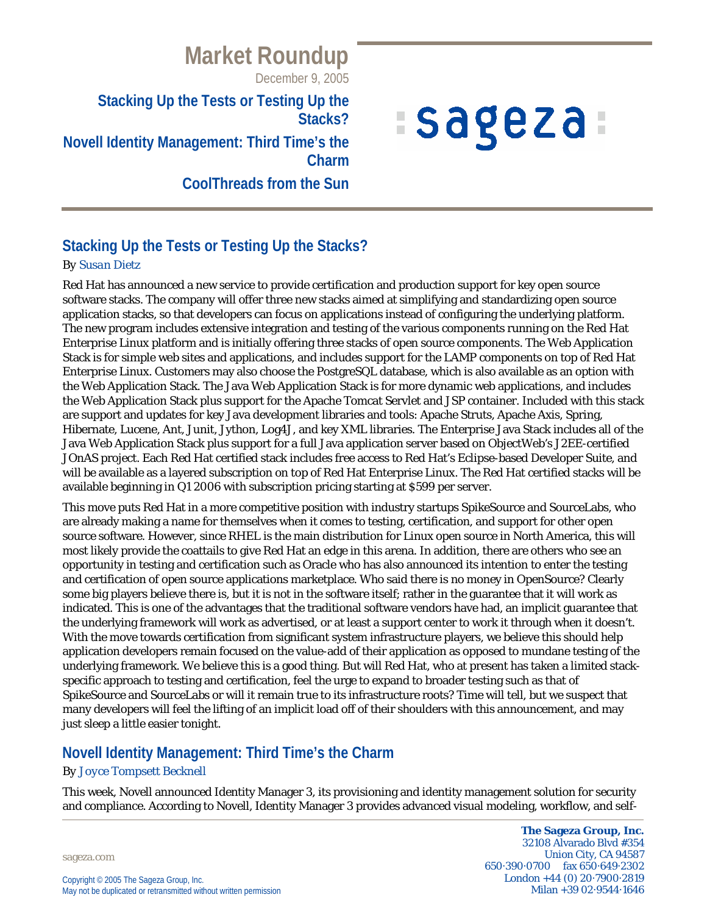# Market Roundup

December 9, 2005

**Stacking Up the Tests or Testing Up the Stacks?**

**Novell Identity Management: Third Time's the Charm**

**CoolThreads from the Sun**

## Stacking Up the Tests or Testing Up the Stacks?

By Susan Dietz

Red Hat has announced a new service to provide certification and production support for key open source software stacks. The company will offer three new stacks aimed at simplifying and standardizing open source application stacks, so that developers can focus on applications instead of configuring the underlying platform. The new program includes extensive integration and testing of the various components running on the Red Hat Enterprise Linux platform and is initially offering three stacks of open source components. The Web Application Stack is for simple web sites and applications, and includes support for the LAMP components on top of Red Hat Enterprise Linux. Customers may also choose the PostgreSQL database, which is also available as an option with the Web Application Stack. The Java Web Application Stack is for more dynamic web applications, and includes the Web Application Stack plus support for the Apache Tomcat Servlet and JSP container. Included with this stack are support and updates for key Java development libraries and tools: Apache Struts, Apache Axis, Spring, Hibernate, Lucene, Ant, Junit, Jython, Log4J, and key XML libraries. The Enterprise Java Stack includes all of the Java Web Application Stack plus support for a full Java application server based on ObjectWeb's J2EE-certified JOnAS project. Each Red Hat certified stack includes free access to Red Hat's Eclipse-based Developer Suite, and will be available as a layered subscription on top of Red Hat Enterprise Linux. The Red Hat certified stacks will be available beginning in Q1 2006 with subscription pricing starting at $599 per server.

This move puts Red Hat in a more competitive position with industry startups SpikeSource and SourceLabs, who are already making a name for themselves when it comes to testing, certification, and support for other open source software. However, since RHEL is the main distribution for Linux open source in North America, this will most likely provide the coattails to give Red Hat an edge in this arena. In addition, there are others who see an opportunity in testing and certification such as Oracle who has also announced its intention to enter the testing and certification of open source applications marketplace. Who said there is no money in OpenSource? Clearly some big players believe there is, but it is not in the software itself; rather in the guarantee that it will work as indicated. This is one of the advantages that the traditional software vendors have had, an implicit guarantee that the underlying framework will work as advertised, or at least a support center to work it through when it doesn't. With the move towards certification from significant system infrastructure players, we believe this should help application developers remain focused on the value-add of their application as opposed to mundane testing of the underlying framework. We believe this is a good thing. But will Red Hat, who at present has taken a limited stack-specific approach to testing and certification, feel the urge to expand to broader testing such as that of SpikeSource and SourceLabs or will it remain true to its infrastructure roots? Time will tell, but we suspect that many developers will feel the lifting of an implicit load off of their shoulders with this announcement, and may just sleep a little easier tonight.

## Novell Identity Management: Third Time's the Charm

By Joyce Tompsett Becknell

This week, Novell announced Identity Manager 3, its provisioning and identity management solution for security and compliance. According to Novell, Identity Manager 3 provides advanced visual modeling, workflow, and self-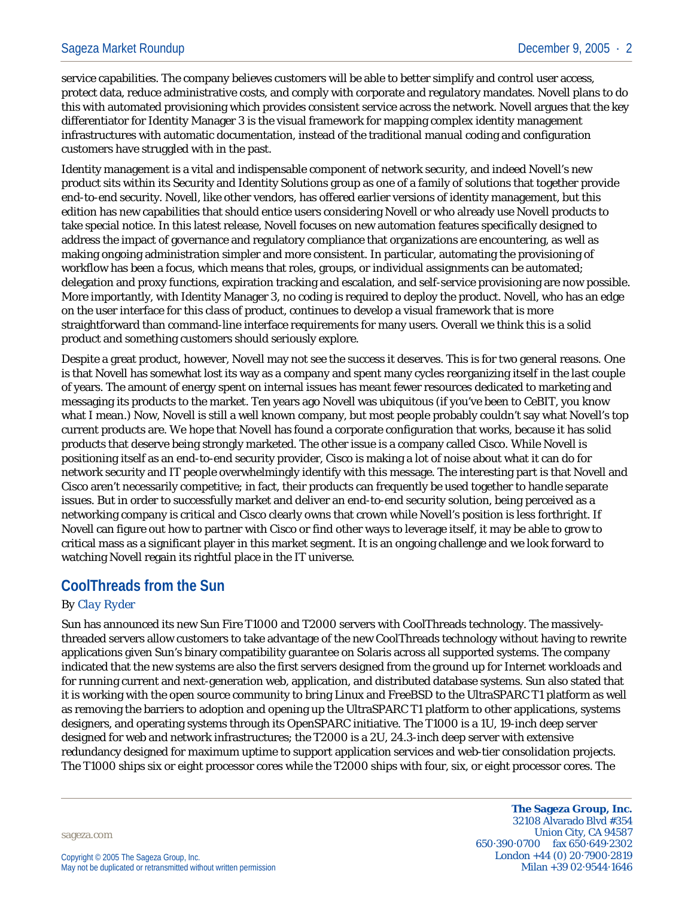service capabilities. The company believes customers will be able to better simplify and control user access, protect data, reduce administrative costs, and comply with corporate and regulatory mandates. Novell plans to do this with automated provisioning which provides consistent service across the network. Novell argues that the key differentiator for Identity Manager 3 is the visual framework for mapping complex identity management infrastructures with automatic documentation, instead of the traditional manual coding and configuration customers have struggled with in the past.

Identity management is a vital and indispensable component of network security, and indeed Novell's new product sits within its Security and Identity Solutions group as one of a family of solutions that together provide end-to-end security. Novell, like other vendors, has offered earlier versions of identity management, but this edition has new capabilities that should entice users considering Novell or who already use Novell products to take special notice. In this latest release, Novell focuses on new automation features specifically designed to address the impact of governance and regulatory compliance that organizations are encountering, as well as making ongoing administration simpler and more consistent. In particular, automating the provisioning of workflow has been a focus, which means that roles, groups, or individual assignments can be automated; delegation and proxy functions, expiration tracking and escalation, and self-service provisioning are now possible. More importantly, with Identity Manager 3, no coding is required to deploy the product. Novell, who has an edge on the user interface for this class of product, continues to develop a visual framework that is more straightforward than command-line interface requirements for many users. Overall we think this is a solid product and something customers should seriously explore.

Despite a great product, however, Novell may not see the success it deserves. This is for two general reasons. One is that Novell has somewhat lost its way as a company and spent many cycles reorganizing itself in the last couple of years. The amount of energy spent on internal issues has meant fewer resources dedicated to marketing and messaging its products to the market. Ten years ago Novell was ubiquitous (if you've been to CeBIT, you know what I mean.) Now, Novell is still a well known company, but most people probably couldn't say what Novell's top current products are. We hope that Novell has found a corporate configuration that works, because it has solid products that deserve being strongly marketed. The other issue is a company called Cisco. While Novell is positioning itself as an end-to-end security provider, Cisco is making a lot of noise about what it can do for network security and IT people overwhelmingly identify with this message. The interesting part is that Novell and Cisco aren't necessarily competitive; in fact, their products can frequently be used together to handle separate issues. But in order to successfully market and deliver an end-to-end security solution, being perceived as a networking company is critical and Cisco clearly owns that crown while Novell's position is less forthright. If Novell can figure out how to partner with Cisco or find other ways to leverage itself, it may be able to grow to critical mass as a significant player in this market segment. It is an ongoing challenge and we look forward to watching Novell regain its rightful place in the IT universe.

## CoolThreads from the Sun

By Clay Ryder

Sun has announced its new Sun Fire T1000 and T2000 servers with CoolThreads technology. The massively-threaded servers allow customers to take advantage of the new CoolThreads technology without having to rewrite applications given Sun's binary compatibility guarantee on Solaris across all supported systems. The company indicated that the new systems are also the first servers designed from the ground up for Internet workloads and for running current and next-generation web, application, and distributed database systems. Sun also stated that it is working with the open source community to bring Linux and FreeBSD to the UltraSPARC T1 platform as well as removing the barriers to adoption and opening up the UltraSPARC T1 platform to other applications, systems designers, and operating systems through its OpenSPARC initiative. The T1000 is a 1U, 19-inch deep server designed for web and network infrastructures; the T2000 is a 2U, 24.3-inch deep server with extensive redundancy designed for maximum uptime to support application services and web-tier consolidation projects. The T1000 ships six or eight processor cores while the T2000 ships with four, six, or eight processor cores. The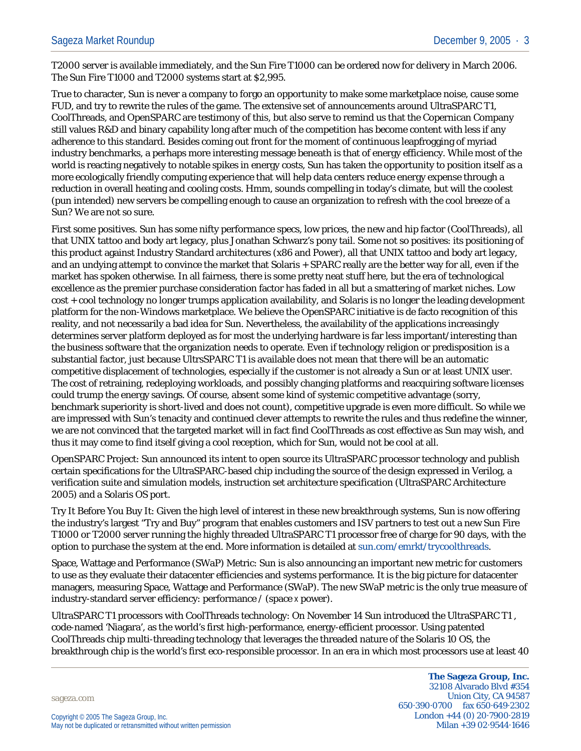T2000 server is available immediately, and the Sun Fire T1000 can be ordered now for delivery in March 2006. The Sun Fire T1000 and T2000 systems start at $2,995.

True to character, Sun is never a company to forgo an opportunity to make some marketplace noise, cause some FUD, and try to rewrite the rules of the game. The extensive set of announcements around UltraSPARC T1, CoolThreads, and OpenSPARC are testimony of this, but also serve to remind us that the Copernican Company still values R&D and binary capability long after much of the competition has become content with less if any adherence to this standard. Besides coming out front for the moment of continuous leapfrogging of myriad industry benchmarks, a perhaps more interesting message beneath is that of energy efficiency. While most of the world is reacting negatively to notable spikes in energy costs, Sun has taken the opportunity to position itself as a more ecologically friendly computing experience that will help data centers reduce energy expense through a reduction in overall heating and cooling costs. Hmm, sounds compelling in today's climate, but will the coolest (pun intended) new servers be compelling enough to cause an organization to refresh with the cool breeze of a Sun? We are not so sure.

First some positives. Sun has some nifty performance specs, low prices, the new and hip factor (CoolThreads), all that UNIX tattoo and body art legacy, plus Jonathan Schwarz's pony tail. Some not so positives: its positioning of this product against Industry Standard architectures (x86 and Power), all that UNIX tattoo and body art legacy, and an undying attempt to convince the market that Solaris + SPARC really are the better way for all, even if the market has spoken otherwise. In all fairness, there is some pretty neat stuff here, but the era of technological excellence as the premier purchase consideration factor has faded in all but a smattering of market niches. Low cost + cool technology no longer trumps application availability, and Solaris is no longer the leading development platform for the non-Windows marketplace. We believe the OpenSPARC initiative is de facto recognition of this reality, and not necessarily a bad idea for Sun. Nevertheless, the availability of the applications increasingly determines server platform deployed as for most the underlying hardware is far less important/interesting than the business software that the organization needs to operate. Even if technology religion or predisposition is a substantial factor, just because UltrsSPARC T1 is available does not mean that there will be an automatic competitive displacement of technologies, especially if the customer is not already a Sun or at least UNIX user. The cost of retraining, redeploying workloads, and possibly changing platforms and reacquiring software licenses could trump the energy savings. Of course, absent some kind of systemic competitive advantage (sorry, benchmark superiority is short-lived and does not count), competitive upgrade is even more difficult. So while we are impressed with Sun's tenacity and continued clever attempts to rewrite the rules and thus redefine the winner, we are not convinced that the targeted market will in fact find CoolThreads as cost effective as Sun may wish, and thus it may come to find itself giving a cool reception, which for Sun, would not be cool at all.

OpenSPARC Project: Sun announced its intent to open source its UltraSPARC processor technology and publish certain specifications for the UltraSPARC-based chip including the source of the design expressed in Verilog, a verification suite and simulation models, instruction set architecture specification (UltraSPARC Architecture 2005) and a Solaris OS port.

Try It Before You Buy It: Given the high level of interest in these new breakthrough systems, Sun is now offering the industry's largest "Try and Buy" program that enables customers and ISV partners to test out a new Sun Fire T1000 or T2000 server running the highly threaded UltraSPARC T1 processor free of charge for 90 days, with the option to purchase the system at the end. More information is detailed at sun.com/emrkt/trycoolthreads.

Space, Wattage and Performance (SWaP) Metric: Sun is also announcing an important new metric for customers to use as they evaluate their datacenter efficiencies and systems performance. It is the big picture for datacenter managers, measuring Space, Wattage and Performance (SWaP). The new SWaP metric is the only true measure of industry-standard server efficiency: performance / (space x power).

UltraSPARC T1 processors with CoolThreads technology: On November 14 Sun introduced the UltraSPARC T1 , code-named 'Niagara', as the world's first high-performance, energy-efficient processor. Using patented CoolThreads chip multi-threading technology that leverages the threaded nature of the Solaris 10 OS, the breakthrough chip is the world's first eco-responsible processor. In an era in which most processors use at least 40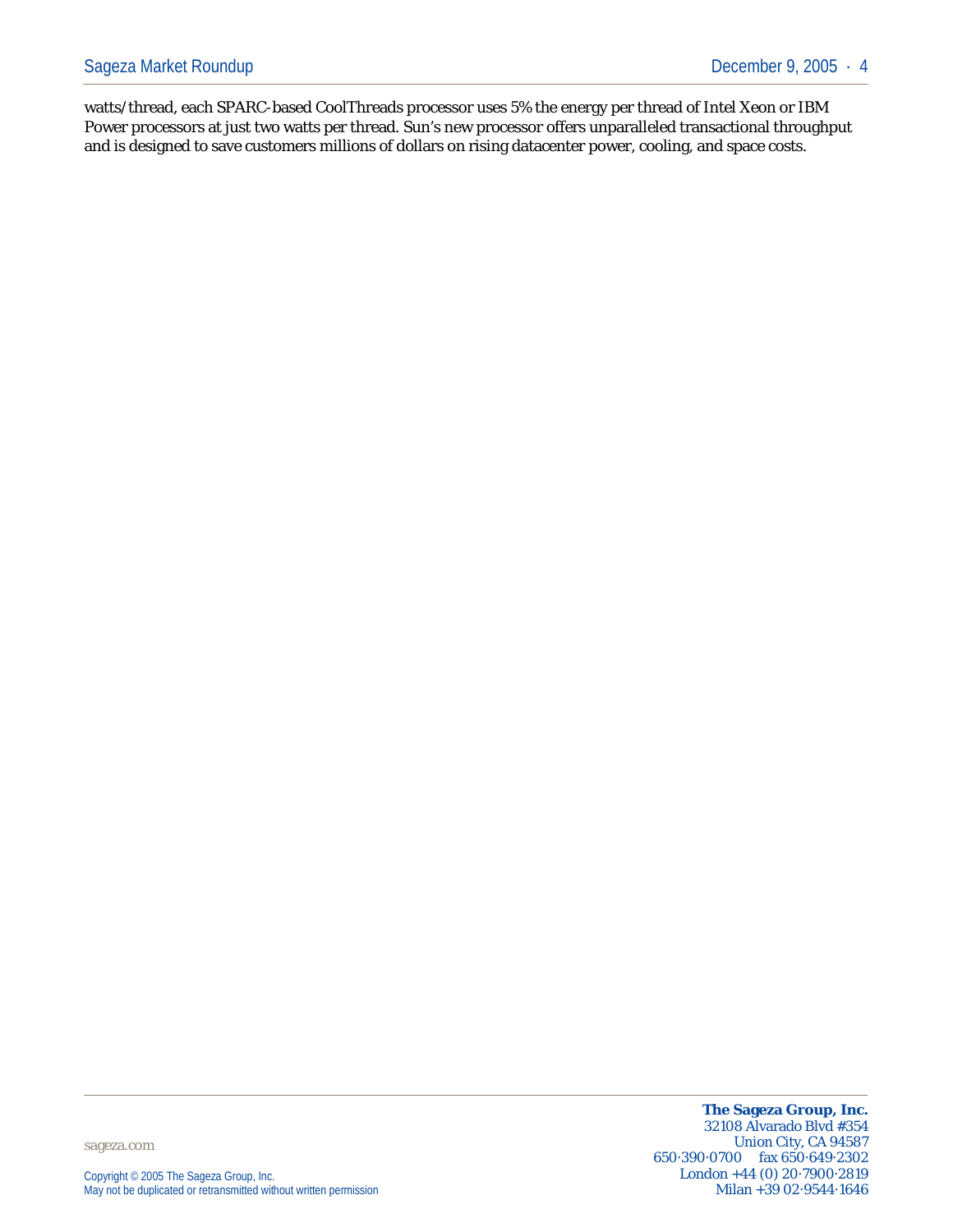watts/thread, each SPARC-based CoolThreads processor uses 5% the energy per thread of Intel Xeon or IBM Power processors at just two watts per thread. Sun's new processor offers unparalleled transactional throughput and is designed to save customers millions of dollars on rising datacenter power, cooling, and space costs.